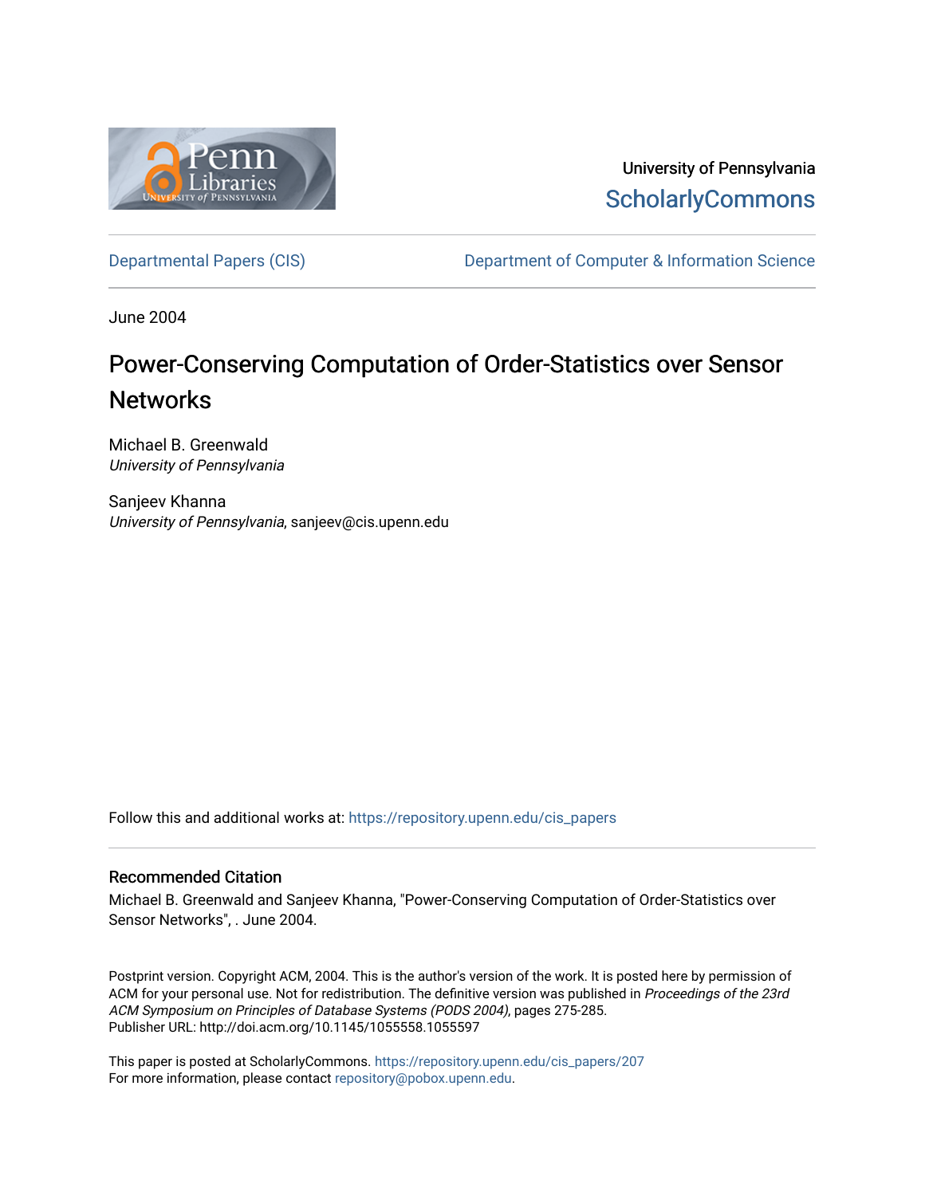University of Pennsylvania
ScholarlyCommons

Departmental Papers (CIS) | Department of Computer & Information Science

June 2004

# Power-Conserving Computation of Order-Statistics over Sensor Networks

Michael B. Greenwald
*University of Pennsylvania*

Sanjeev Khanna
*University of Pennsylvania*, sanjeev@cis.upenn.edu

Follow this and additional works at: https://repository.upenn.edu/cis_papers

## Recommended Citation

Michael B. Greenwald and Sanjeev Khanna, "Power-Conserving Computation of Order-Statistics over Sensor Networks", . June 2004.

Postprint version. Copyright ACM, 2004. This is the author's version of the work. It is posted here by permission of ACM for your personal use. Not for redistribution. The definitive version was published in *Proceedings of the 23rd ACM Symposium on Principles of Database Systems (PODS 2004)*, pages 275-285.
Publisher URL: http://doi.acm.org/10.1145/1055558.1055597

This paper is posted at ScholarlyCommons. https://repository.upenn.edu/cis_papers/207
For more information, please contact repository@pobox.upenn.edu.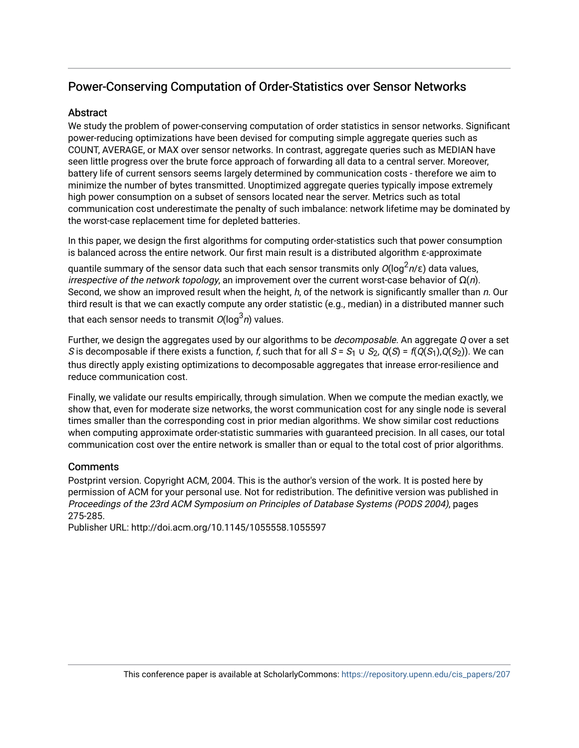# Power-Conserving Computation of Order-Statistics over Sensor Networks

## Abstract

We study the problem of power-conserving computation of order statistics in sensor networks. Significant power-reducing optimizations have been devised for computing simple aggregate queries such as COUNT, AVERAGE, or MAX over sensor networks. In contrast, aggregate queries such as MEDIAN have seen little progress over the brute force approach of forwarding all data to a central server. Moreover, battery life of current sensors seems largely determined by communication costs - therefore we aim to minimize the number of bytes transmitted. Unoptimized aggregate queries typically impose extremely high power consumption on a subset of sensors located near the server. Metrics such as total communication cost underestimate the penalty of such imbalance: network lifetime may be dominated by the worst-case replacement time for depleted batteries.

In this paper, we design the first algorithms for computing order-statistics such that power consumption is balanced across the entire network. Our first main result is a distributed algorithm ε-approximate quantile summary of the sensor data such that each sensor transmits only $O(\log^2 n/\varepsilon)$ data values, *irrespective of the network topology*, an improvement over the current worst-case behavior of $\Omega(n)$. Second, we show an improved result when the height, $h$, of the network is significantly smaller than $n$. Our third result is that we can exactly compute any order statistic (e.g., median) in a distributed manner such that each sensor needs to transmit $O(\log^3 n)$ values.

Further, we design the aggregates used by our algorithms to be *decomposable*. An aggregate $Q$ over a set $S$ is decomposable if there exists a function, $f$, such that for all $S = S_1 \cup S_2$, $Q(S) = f(Q(S_1), Q(S_2))$. We can thus directly apply existing optimizations to decomposable aggregates that inrease error-resilience and reduce communication cost.

Finally, we validate our results empirically, through simulation. When we compute the median exactly, we show that, even for moderate size networks, the worst communication cost for any single node is several times smaller than the corresponding cost in prior median algorithms. We show similar cost reductions when computing approximate order-statistic summaries with guaranteed precision. In all cases, our total communication cost over the entire network is smaller than or equal to the total cost of prior algorithms.

## Comments

Postprint version. Copyright ACM, 2004. This is the author's version of the work. It is posted here by permission of ACM for your personal use. Not for redistribution. The definitive version was published in *Proceedings of the 23rd ACM Symposium on Principles of Database Systems (PODS 2004)*, pages 275-285.
Publisher URL: http://doi.acm.org/10.1145/1055558.1055597

This conference paper is available at ScholarlyCommons: https://repository.upenn.edu/cis_papers/207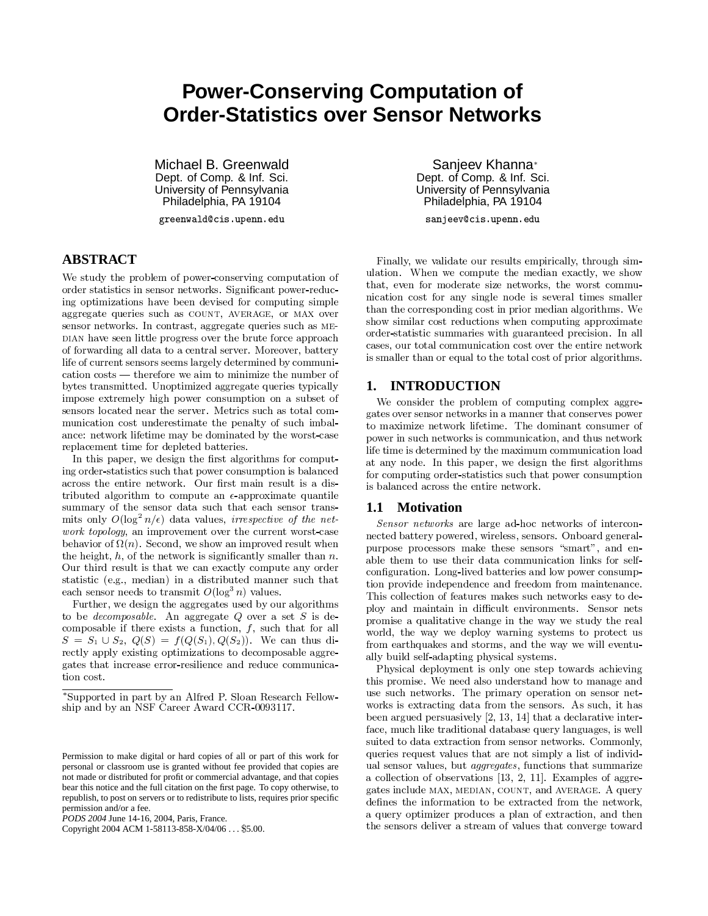# Power-Conserving Computation of Order-Statistics over Sensor Networks

Michael B. Greenwald
Dept. of Comp. & Inf. Sci.
University of Pennsylvania
Philadelphia, PA 19104
greenwald@cis.upenn.edu

Sanjeev Khanna*
Dept. of Comp. & Inf. Sci.
University of Pennsylvania
Philadelphia, PA 19104
sanjeev@cis.upenn.edu

## ABSTRACT

We study the problem of power-conserving computation of order statistics in sensor networks. Significant power-reducing optimizations have been devised for computing simple aggregate queries such as COUNT, AVERAGE, or MAX over sensor networks. In contrast, aggregate queries such as MEDIAN have seen little progress over the brute force approach of forwarding all data to a central server. Moreover, battery life of current sensors seems largely determined by communication costs — therefore we aim to minimize the number of bytes transmitted. Unoptimized aggregate queries typically impose extremely high power consumption on a subset of sensors located near the server. Metrics such as total communication cost underestimate the penalty of such imbalance: network lifetime may be dominated by the worst-case replacement time for depleted batteries.

In this paper, we design the first algorithms for computing order-statistics such that power consumption is balanced across the entire network. Our first main result is a distributed algorithm to compute an $\epsilon$-approximate quantile summary of the sensor data such that each sensor transmits only $O(\log^2 n/\epsilon)$ data values, *irrespective of the network topology*, an improvement over the current worst-case behavior of $\Omega(n)$. Second, we show an improved result when the height, $h$, of the network is significantly smaller than $n$. Our third result is that we can exactly compute any order statistic (e.g., median) in a distributed manner such that each sensor needs to transmit $O(\log^3 n)$ values.

Further, we design the aggregates used by our algorithms to be *decomposable*. An aggregate $Q$ over a set $S$ is decomposable if there exists a function, $f$, such that for all $S = S_1 \cup S_2$, $Q(S) = f(Q(S_1), Q(S_2))$. We can thus directly apply existing optimizations to decomposable aggregates that increase error-resilience and reduce communication cost.

Finally, we validate our results empirically, through simulation. When we compute the median exactly, we show that, even for moderate size networks, the worst communication cost for any single node is several times smaller than the corresponding cost in prior median algorithms. We show similar cost reductions when computing approximate order-statistic summaries with guaranteed precision. In all cases, our total communication cost over the entire network is smaller than or equal to the total cost of prior algorithms.

*Supported in part by an Alfred P. Sloan Research Fellowship and by an NSF Career Award CCR-0093117.

Permission to make digital or hard copies of all or part of this work for personal or classroom use is granted without fee provided that copies are not made or distributed for profit or commercial advantage, and that copies bear this notice and the full citation on the first page. To copy otherwise, to republish, to post on servers or to redistribute to lists, requires prior specific permission and/or a fee.
*PODS 2004* June 14-16, 2004, Paris, France.
Copyright 2004 ACM 1-58113-858-X/04/06 ... $5.00.

## 1. INTRODUCTION

We consider the problem of computing complex aggregates over sensor networks in a manner that conserves power to maximize network lifetime. The dominant consumer of power in such networks is communication, and thus network life time is determined by the maximum communication load at any node. In this paper, we design the first algorithms for computing order-statistics such that power consumption is balanced across the entire network.

### 1.1 Motivation

*Sensor networks* are large ad-hoc networks of interconnected battery powered, wireless, sensors. Onboard general-purpose processors make these sensors "smart", and enable them to use their data communication links for self-configuration. Long-lived batteries and low power consumption provide independence and freedom from maintenance. This collection of features makes such networks easy to deploy and maintain in difficult environments. Sensor nets promise a qualitative change in the way we study the real world, the way we deploy warning systems to protect us from earthquakes and storms, and the way we will eventually build self-adapting physical systems.

Physical deployment is only one step towards achieving this promise. We need also understand how to manage and use such networks. The primary operation on sensor networks is extracting data from the sensors. As such, it has been argued persuasively [2, 13, 14] that a declarative interface, much like traditional database query languages, is well suited to data extraction from sensor networks. Commonly, queries request values that are not simply a list of individual sensor values, but *aggregates*, functions that summarize a collection of observations [13, 2, 11]. Examples of aggregates include MAX, MEDIAN, COUNT, and AVERAGE. A query defines the information to be extracted from the network, a query optimizer produces a plan of extraction, and then the sensors deliver a stream of values that converge toward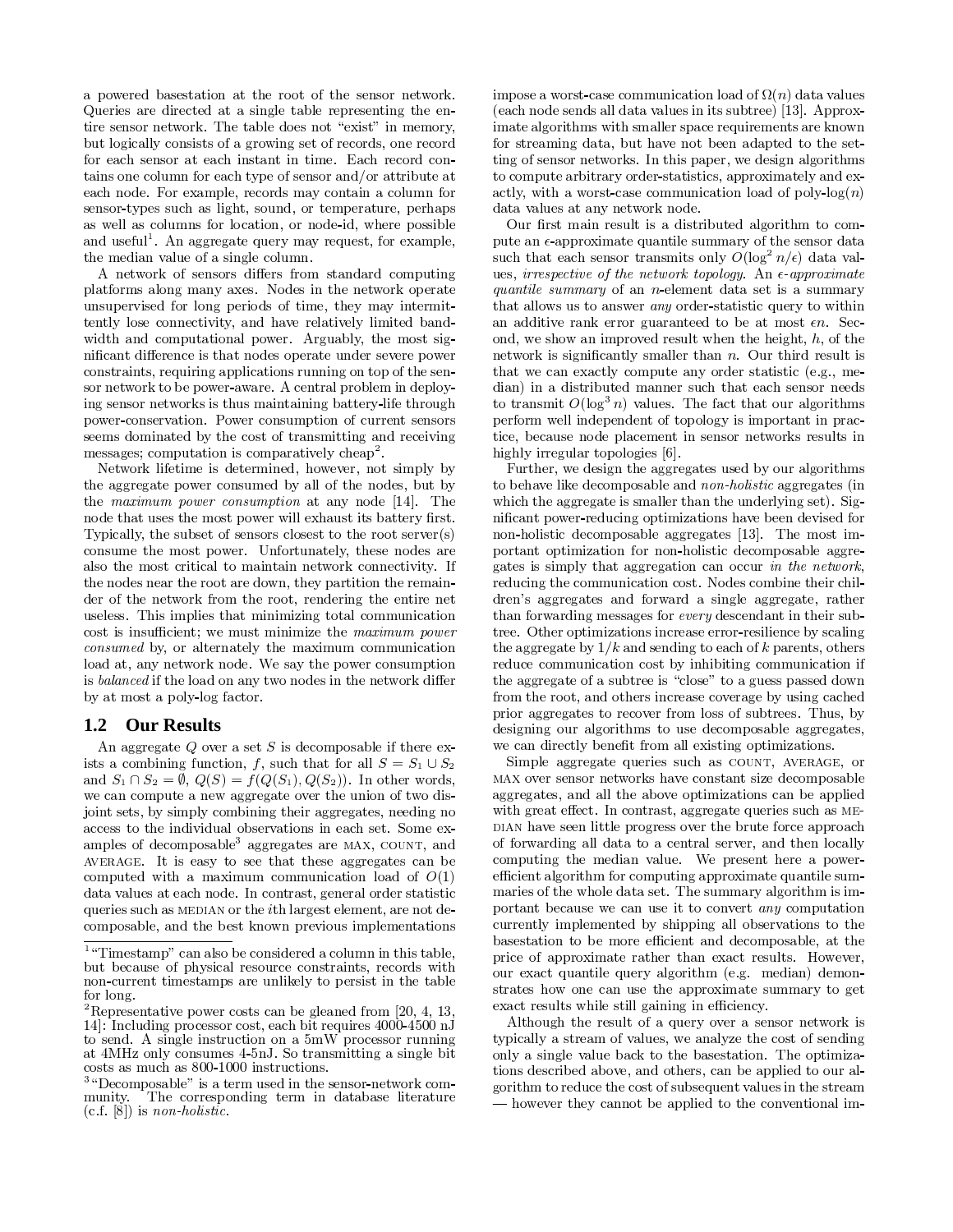a powered basestation at the root of the sensor network. Queries are directed at a single table representing the entire sensor network. The table does not "exist" in memory, but logically consists of a growing set of records, one record for each sensor at each instant in time. Each record contains one column for each type of sensor and/or attribute at each node. For example, records may contain a column for sensor-types such as light, sound, or temperature, perhaps as well as columns for location, or node-id, where possible and useful[1]. An aggregate query may request, for example, the median value of a single column.

A network of sensors differs from standard computing platforms along many axes. Nodes in the network operate unsupervised for long periods of time, they may intermittently lose connectivity, and have relatively limited bandwidth and computational power. Arguably, the most significant difference is that nodes operate under severe power constraints, requiring applications running on top of the sensor network to be power-aware. A central problem in deploying sensor networks is thus maintaining battery-life through power-conservation. Power consumption of current sensors seems dominated by the cost of transmitting and receiving messages; computation is comparatively cheap[2].

Network lifetime is determined, however, not simply by the aggregate power consumed by all of the nodes, but by the *maximum power consumption* at any node [14]. The node that uses the most power will exhaust its battery first. Typically, the subset of sensors closest to the root server(s) consume the most power. Unfortunately, these nodes are also the most critical to maintain network connectivity. If the nodes near the root are down, they partition the remainder of the network from the root, rendering the entire net useless. This implies that minimizing total communication cost is insufficient; we must minimize the *maximum power consumed* by, or alternately the maximum communication load at, any network node. We say the power consumption is *balanced* if the load on any two nodes in the network differ by at most a poly-log factor.

## 1.2 Our Results

An aggregate $Q$ over a set $S$ is decomposable if there exists a combining function, $f$, such that for all $S = S_1 \cup S_2$ and $S_1 \cap S_2 = \emptyset$, $Q(S) = f(Q(S_1), Q(S_2))$. In other words, we can compute a new aggregate over the union of two disjoint sets, by simply combining their aggregates, needing no access to the individual observations in each set. Some examples of decomposable[3] aggregates are MAX, COUNT, and AVERAGE. It is easy to see that these aggregates can be computed with a maximum communication load of $O(1)$ data values at each node. In contrast, general order statistic queries such as MEDIAN or the $i$th largest element, are not decomposable, and the best known previous implementations impose a worst-case communication load of $\Omega(n)$ data values (each node sends all data values in its subtree) [13]. Approximate algorithms with smaller space requirements are known for streaming data, but have not been adapted to the setting of sensor networks. In this paper, we design algorithms to compute arbitrary order-statistics, approximately and exactly, with a worst-case communication load of poly-log($n$) data values at any network node.

Our first main result is a distributed algorithm to compute an $\epsilon$-approximate quantile summary of the sensor data such that each sensor transmits only $O(\log^2 n/\epsilon)$ data values, *irrespective of the network topology*. An *$\epsilon$-approximate quantile summary* of an $n$-element data set is a summary that allows us to answer *any* order-statistic query to within an additive rank error guaranteed to be at most $\epsilon n$. Second, we show an improved result when the height, $h$, of the network is significantly smaller than $n$. Our third result is that we can exactly compute any order statistic (e.g., median) in a distributed manner such that each sensor needs to transmit $O(\log^3 n)$ values. The fact that our algorithms perform well independent of topology is important in practice, because node placement in sensor networks results in highly irregular topologies [6].

Further, we design the aggregates used by our algorithms to behave like decomposable and *non-holistic* aggregates (in which the aggregate is smaller than the underlying set). Significant power-reducing optimizations have been devised for non-holistic decomposable aggregates [13]. The most important optimization for non-holistic decomposable aggregates is simply that aggregation can occur *in the network*, reducing the communication cost. Nodes combine their children's aggregates and forward a single aggregate, rather than forwarding messages for *every* descendant in their subtree. Other optimizations increase error-resilience by scaling the aggregate by $1/k$ and sending to each of $k$ parents, others reduce communication cost by inhibiting communication if the aggregate of a subtree is "close" to a guess passed down from the root, and others increase coverage by using cached prior aggregates to recover from loss of subtrees. Thus, by designing our algorithms to use decomposable aggregates, we can directly benefit from all existing optimizations.

Simple aggregate queries such as COUNT, AVERAGE, or MAX over sensor networks have constant size decomposable aggregates, and all the above optimizations can be applied with great effect. In contrast, aggregate queries such as MEDIAN have seen little progress over the brute force approach of forwarding all data to a central server, and then locally computing the median value. We present here a power-efficient algorithm for computing approximate quantile summaries of the whole data set. The summary algorithm is important because we can use it to convert *any* computation currently implemented by shipping all observations to the basestation to be more efficient and decomposable, at the price of approximate rather than exact results. However, our exact quantile query algorithm (e.g. median) demonstrates how one can use the approximate summary to get exact results while still gaining in efficiency.

Although the result of a query over a sensor network is typically a stream of values, we analyze the cost of sending only a single value back to the basestation. The optimizations described above, and others, can be applied to our algorithm to reduce the cost of subsequent values in the stream — however they cannot be applied to the conventional im-

---

[1] "Timestamp" can also be considered a column in this table, but because of physical resource constraints, records with non-current timestamps are unlikely to persist in the table for long.

[2] Representative power costs can be gleaned from [20, 4, 13, 14]: Including processor cost, each bit requires 4000-4500 nJ to send. A single instruction on a 5mW processor running at 4MHz only consumes 4-5nJ. So transmitting a single bit costs as much as 800-1000 instructions.

[3] "Decomposable" is a term used in the sensor-network community. The corresponding term in database literature (c.f. [8]) is *non-holistic*.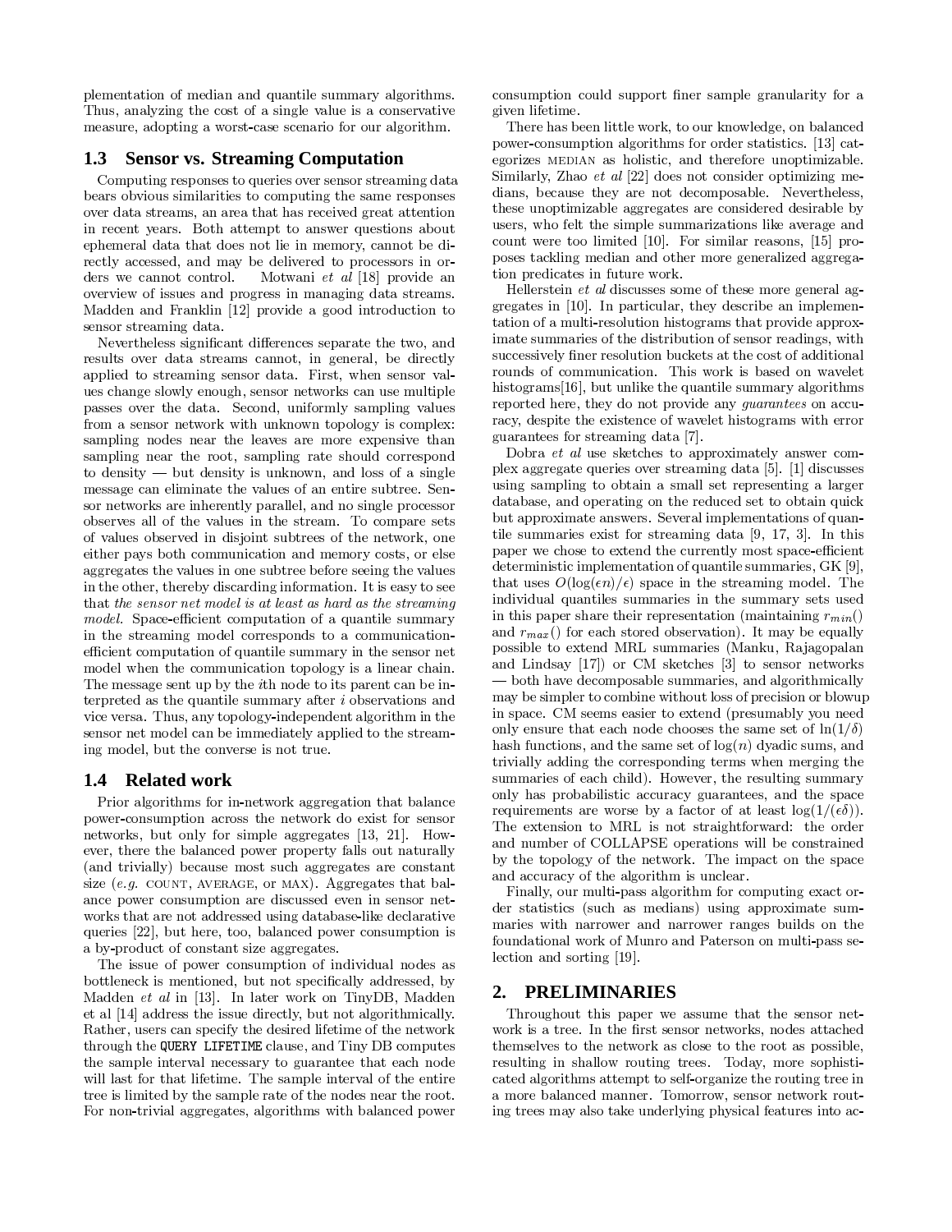plementation of median and quantile summary algorithms. Thus, analyzing the cost of a single value is a conservative measure, adopting a worst-case scenario for our algorithm.

## 1.3 Sensor vs. Streaming Computation

Computing responses to queries over sensor streaming data bears obvious similarities to computing the same responses over data streams, an area that has received great attention in recent years. Both attempt to answer questions about ephemeral data that does not lie in memory, cannot be directly accessed, and may be delivered to processors in orders we cannot control. Motwani *et al* [18] provide an overview of issues and progress in managing data streams. Madden and Franklin [12] provide a good introduction to sensor streaming data.

Nevertheless significant differences separate the two, and results over data streams cannot, in general, be directly applied to streaming sensor data. First, when sensor values change slowly enough, sensor networks can use multiple passes over the data. Second, uniformly sampling values from a sensor network with unknown topology is complex: sampling nodes near the leaves are more expensive than sampling near the root, sampling rate should correspond to density — but density is unknown, and loss of a single message can eliminate the values of an entire subtree. Sensor networks are inherently parallel, and no single processor observes all of the values in the stream. To compare sets of values observed in disjoint subtrees of the network, one either pays both communication and memory costs, or else aggregates the values in one subtree before seeing the values in the other, thereby discarding information. It is easy to see that *the sensor net model is at least as hard as the streaming model.* Space-efficient computation of a quantile summary in the streaming model corresponds to a communication-efficient computation of quantile summary in the sensor net model when the communication topology is a linear chain. The message sent up by the $i$th node to its parent can be interpreted as the quantile summary after $i$ observations and vice versa. Thus, any topology-independent algorithm in the sensor net model can be immediately applied to the streaming model, but the converse is not true.

## 1.4 Related work

Prior algorithms for in-network aggregation that balance power-consumption across the network do exist for sensor networks, but only for simple aggregates [13, 21]. However, there the balanced power property falls out naturally (and trivially) because most such aggregates are constant size (*e.g.* COUNT, AVERAGE, or MAX). Aggregates that balance power consumption are discussed even in sensor networks that are not addressed using database-like declarative queries [22], but here, too, balanced power consumption is a by-product of constant size aggregates.

The issue of power consumption of individual nodes as bottleneck is mentioned, but not specifically addressed, by Madden *et al* in [13]. In later work on TinyDB, Madden et al [14] address the issue directly, but not algorithmically. Rather, users can specify the desired lifetime of the network through the `QUERY LIFETIME` clause, and Tiny DB computes the sample interval necessary to guarantee that each node will last for that lifetime. The sample interval of the entire tree is limited by the sample rate of the nodes near the root. For non-trivial aggregates, algorithms with balanced power consumption could support finer sample granularity for a given lifetime.

There has been little work, to our knowledge, on balanced power-consumption algorithms for order statistics. [13] categorizes MEDIAN as holistic, and therefore unoptimizable. Similarly, Zhao *et al* [22] does not consider optimizing medians, because they are not decomposable. Nevertheless, these unoptimizable aggregates are considered desirable by users, who felt the simple summarizations like average and count were too limited [10]. For similar reasons, [15] proposes tackling median and other more generalized aggregation predicates in future work.

Hellerstein *et al* discusses some of these more general aggregates in [10]. In particular, they describe an implementation of a multi-resolution histograms that provide approximate summaries of the distribution of sensor readings, with successively finer resolution buckets at the cost of additional rounds of communication. This work is based on wavelet histograms[16], but unlike the quantile summary algorithms reported here, they do not provide any *guarantees* on accuracy, despite the existence of wavelet histograms with error guarantees for streaming data [7].

Dobra *et al* use sketches to approximately answer complex aggregate queries over streaming data [5]. [1] discusses using sampling to obtain a small set representing a larger database, and operating on the reduced set to obtain quick but approximate answers. Several implementations of quantile summaries exist for streaming data [9, 17, 3]. In this paper we chose to extend the currently most space-efficient deterministic implementation of quantile summaries, GK [9], that uses $O(\log(\epsilon n)/\epsilon)$ space in the streaming model. The individual quantiles summaries in the summary sets used in this paper share their representation (maintaining $r_{min}()$ and $r_{max}()$ for each stored observation). It may be equally possible to extend MRL summaries (Manku, Rajagopalan and Lindsay [17]) or CM sketches [3] to sensor networks — both have decomposable summaries, and algorithmically may be simpler to combine without loss of precision or blowup in space. CM seems easier to extend (presumably you need only ensure that each node chooses the same set of $\ln(1/\delta)$ hash functions, and the same set of $\log(n)$ dyadic sums, and trivially adding the corresponding terms when merging the summaries of each child). However, the resulting summary only has probabilistic accuracy guarantees, and the space requirements are worse by a factor of at least $\log(1/(\epsilon\delta))$. The extension to MRL is not straightforward: the order and number of COLLAPSE operations will be constrained by the topology of the network. The impact on the space and accuracy of the algorithm is unclear.

Finally, our multi-pass algorithm for computing exact order statistics (such as medians) using approximate summaries with narrower and narrower ranges builds on the foundational work of Munro and Paterson on multi-pass selection and sorting [19].

# 2. PRELIMINARIES

Throughout this paper we assume that the sensor network is a tree. In the first sensor networks, nodes attached themselves to the network as close to the root as possible, resulting in shallow routing trees. Today, more sophisticated algorithms attempt to self-organize the routing tree in a more balanced manner. Tomorrow, sensor network routing trees may also take underlying physical features into ac-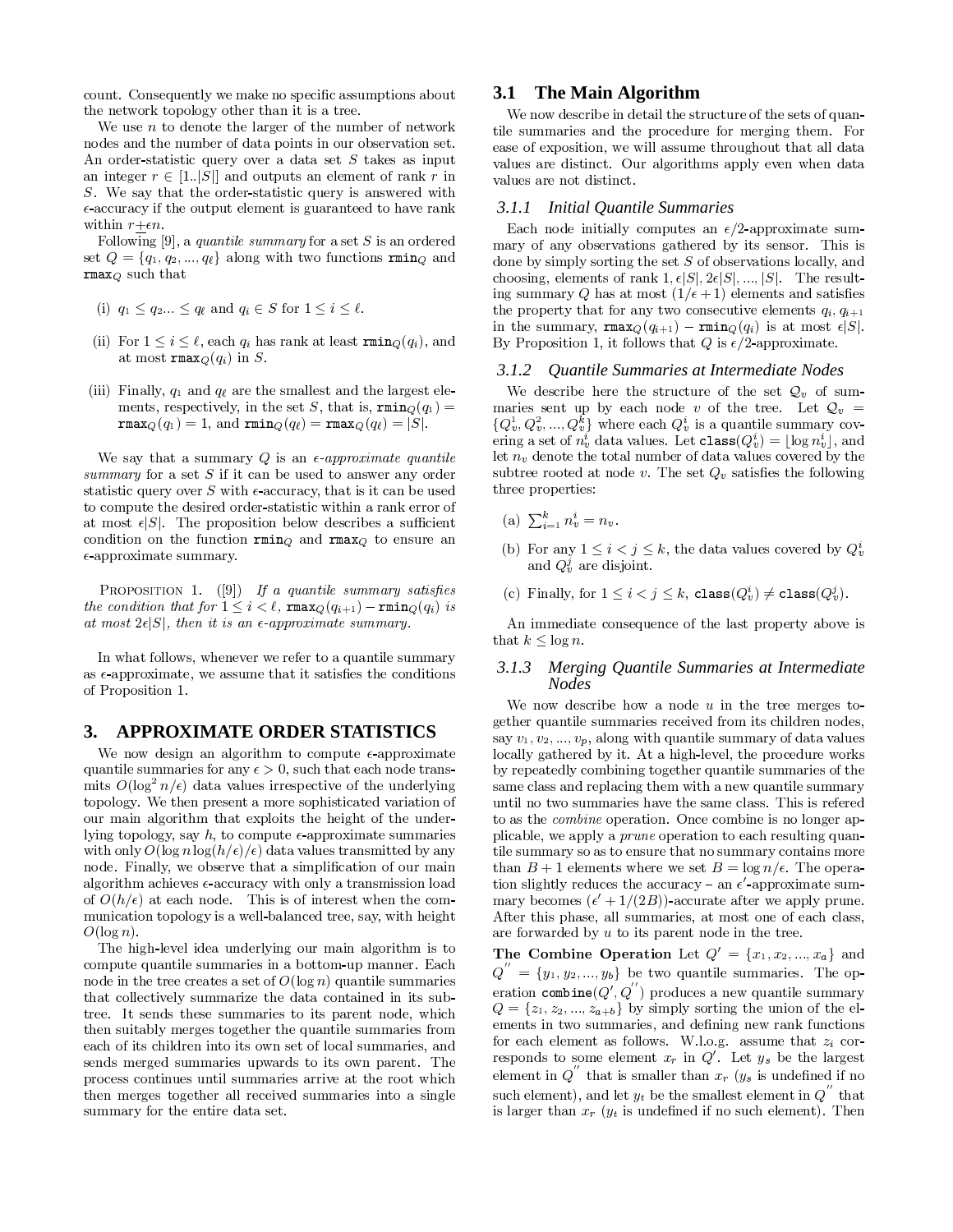count. Consequently we make no specific assumptions about the network topology other than it is a tree.

We use $n$ to denote the larger of the number of network nodes and the number of data points in our observation set. An order-statistic query over a data set $S$ takes as input an integer $r \in [1..|S|]$ and outputs an element of rank $r$ in $S$. We say that the order-statistic query is answered with $\epsilon$-accuracy if the output element is guaranteed to have rank within $r \pm \epsilon n$.

Following [9], a *quantile summary* for a set $S$ is an ordered set $Q = \{q_1, q_2, ..., q_\ell\}$ along with two functions $\mathtt{rmin}_Q$ and $\mathtt{rmax}_Q$ such that

(i) $q_1 \leq q_2 ... \leq q_\ell$ and $q_i \in S$ for $1 \leq i \leq \ell$.

(ii) For $1 \leq i \leq \ell$, each $q_i$ has rank at least $\mathtt{rmin}_Q(q_i)$, and at most $\mathtt{rmax}_Q(q_i)$ in $S$.

(iii) Finally, $q_1$ and $q_\ell$ are the smallest and the largest elements, respectively, in the set $S$, that is, $\mathtt{rmin}_Q(q_1) = \mathtt{rmax}_Q(q_1) = 1$, and $\mathtt{rmin}_Q(q_\ell) = \mathtt{rmax}_Q(q_\ell) = |S|$.

We say that a summary $Q$ is an *$\epsilon$-approximate quantile summary* for a set $S$ if it can be used to answer any order statistic query over $S$ with $\epsilon$-accuracy, that is it can be used to compute the desired order-statistic within a rank error of at most $\epsilon|S|$. The proposition below describes a sufficient condition on the function $\mathtt{rmin}_Q$ and $\mathtt{rmax}_Q$ to ensure an $\epsilon$-approximate summary.

PROPOSITION 1. ([9]) *If a quantile summary satisfies the condition that for $1 \leq i < \ell$, $\mathtt{rmax}_Q(q_{i+1}) - \mathtt{rmin}_Q(q_i)$ is at most $2\epsilon|S|$, then it is an $\epsilon$-approximate summary.*

In what follows, whenever we refer to a quantile summary as $\epsilon$-approximate, we assume that it satisfies the conditions of Proposition 1.

# 3. APPROXIMATE ORDER STATISTICS

We now design an algorithm to compute $\epsilon$-approximate quantile summaries for any $\epsilon > 0$, such that each node transmits $O(\log^2 n/\epsilon)$ data values irrespective of the underlying topology. We then present a more sophisticated variation of our main algorithm that exploits the height of the underlying topology, say $h$, to compute $\epsilon$-approximate summaries with only $O(\log n \log(h/\epsilon)/\epsilon)$ data values transmitted by any node. Finally, we observe that a simplification of our main algorithm achieves $\epsilon$-accuracy with only a transmission load of $O(h/\epsilon)$ at each node. This is of interest when the communication topology is a well-balanced tree, say, with height $O(\log n)$.

The high-level idea underlying our main algorithm is to compute quantile summaries in a bottom-up manner. Each node in the tree creates a set of $O(\log n)$ quantile summaries that collectively summarize the data contained in its subtree. It sends these summaries to its parent node, which then suitably merges together the quantile summaries from each of its children into its own set of local summaries, and sends merged summaries upwards to its own parent. The process continues until summaries arrive at the root which then merges together all received summaries into a single summary for the entire data set.

## 3.1 The Main Algorithm

We now describe in detail the structure of the sets of quantile summaries and the procedure for merging them. For ease of exposition, we will assume throughout that all data values are distinct. Our algorithms apply even when data values are not distinct.

### 3.1.1 Initial Quantile Summaries

Each node initially computes an $\epsilon/2$-approximate summary of any observations gathered by its sensor. This is done by simply sorting the set $S$ of observations locally, and choosing, elements of rank $1, \epsilon|S|, 2\epsilon|S|, ..., |S|$. The resulting summary $Q$ has at most $(1/\epsilon + 1)$ elements and satisfies the property that for any two consecutive elements $q_i, q_{i+1}$ in the summary, $\mathtt{rmax}_Q(q_{i+1}) - \mathtt{rmin}_Q(q_i)$ is at most $\epsilon|S|$. By Proposition 1, it follows that $Q$ is $\epsilon/2$-approximate.

### 3.1.2 Quantile Summaries at Intermediate Nodes

We describe here the structure of the set $\mathcal{Q}_v$ of summaries sent up by each node $v$ of the tree. Let $\mathcal{Q}_v = \{Q_v^1, Q_v^2, ..., Q_v^k\}$ where each $Q_v^i$ is a quantile summary covering a set of $n_v^i$ data values. Let $\mathtt{class}(Q_v^i) = \lfloor \log n_v^i \rfloor$, and let $n_v$ denote the total number of data values covered by the subtree rooted at node $v$. The set $Q_v$ satisfies the following three properties:

(a) $\sum_{i=1}^{k} n_v^i = n_v$.

(b) For any $1 \leq i < j \leq k$, the data values covered by $Q_v^i$ and $Q_v^j$ are disjoint.

(c) Finally, for $1 \leq i < j \leq k$, $\mathtt{class}(Q_v^i) \neq \mathtt{class}(Q_v^j)$.

An immediate consequence of the last property above is that $k \leq \log n$.

### 3.1.3 Merging Quantile Summaries at Intermediate Nodes

We now describe how a node $u$ in the tree merges together quantile summaries received from its children nodes, say $v_1, v_2, ..., v_p$, along with quantile summary of data values locally gathered by it. At a high-level, the procedure works by repeatedly combining together quantile summaries of the same class and replacing them with a new quantile summary until no two summaries have the same class. This is refered to as the *combine* operation. Once combine is no longer applicable, we apply a *prune* operation to each resulting quantile summary so as to ensure that no summary contains more than $B + 1$ elements where we set $B = \log n/\epsilon$. The operation slightly reduces the accuracy – an $\epsilon'$-approximate summary becomes $(\epsilon' + 1/(2B))$-accurate after we apply prune. After this phase, all summaries, at most one of each class, are forwarded by $u$ to its parent node in the tree.

**The Combine Operation** Let $Q' = \{x_1, x_2, ..., x_a\}$ and $Q'' = \{y_1, y_2, ..., y_b\}$ be two quantile summaries. The operation $\mathtt{combine}(Q', Q'')$ produces a new quantile summary $Q = \{z_1, z_2, ..., z_{a+b}\}$ by simply sorting the union of the elements in two summaries, and defining new rank functions for each element as follows. W.l.o.g. assume that $z_i$ corresponds to some element $x_r$ in $Q'$. Let $y_s$ be the largest element in $Q''$ that is smaller than $x_r$ ($y_s$ is undefined if no such element), and let $y_t$ be the smallest element in $Q''$ that is larger than $x_r$ ($y_t$ is undefined if no such element). Then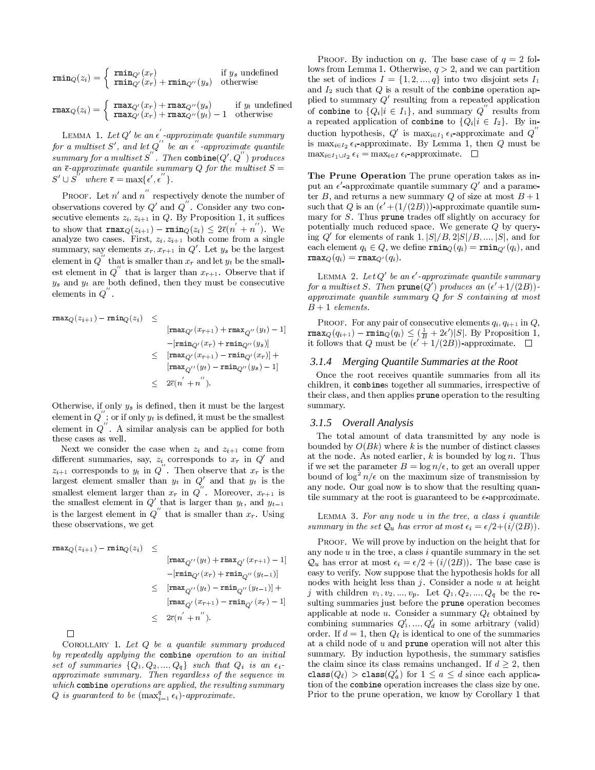$$\texttt{rmin}_Q(z_i) = \begin{cases} \texttt{rmin}_{Q'}(x_r) & \text{if } y_s \text{ undefined} \\ \texttt{rmin}_{Q'}(x_r) + \texttt{rmin}_{Q''}(y_s) & \text{otherwise} \end{cases}$$

$$\texttt{rmax}_Q(z_i) = \begin{cases} \texttt{rmax}_{Q'}(x_r) + \texttt{rmax}_{Q''}(y_s) & \text{if } y_t \text{ undefined} \\ \texttt{rmax}_{Q'}(x_r) + \texttt{rmax}_{Q''}(y_t) - 1 & \text{otherwise} \end{cases}$$

LEMMA 1. *Let $Q'$ be an $\epsilon'$-approximate quantile summary for a multiset $S'$, and let $Q''$ be an $\epsilon''$-approximate quantile summary for a multiset $S''$. Then* `combine`$(Q', Q'')$ *produces an $\bar{\epsilon}$-approximate quantile summary $Q$ for the multiset $S = S' \cup S''$ where $\bar{\epsilon} = \max\{\epsilon', \epsilon''\}$.*

PROOF. Let $n'$ and $n''$ respectively denote the number of observations covered by $Q'$ and $Q''$. Consider any two consecutive elements $z_i$, $z_{i+1}$ in $Q$. By Proposition 1, it suffices to show that $\texttt{rmax}_Q(z_{i+1}) - \texttt{rmin}_Q(z_i) \leq 2\bar{\epsilon}(n' + n'')$. We analyze two cases. First, $z_i, z_{i+1}$ both come from a single summary, say elements $x_r, x_{r+1}$ in $Q'$. Let $y_s$ be the largest element in $Q''$ that is smaller than $x_r$ and let $y_t$ be the smallest element in $Q''$ that is larger than $x_{r+1}$. Observe that if $y_s$ and $y_t$ are both defined, then they must be consecutive elements in $Q''$.

$$\begin{aligned}
\texttt{rmax}_Q(z_{i+1}) - \texttt{rmin}_Q(z_i) \leq & \\
& [\texttt{rmax}_{Q'}(x_{r+1}) + \texttt{rmax}_{Q''}(y_t) - 1] \\
& -[\texttt{rmin}_{Q'}(x_r) + \texttt{rmin}_{Q''}(y_s)] \\
\leq & \; [\texttt{rmax}_{Q'}(x_{r+1}) - \texttt{rmin}_{Q'}(x_r)] + \\
& [\texttt{rmax}_{Q''}(y_t) - \texttt{rmin}_{Q''}(y_s) - 1] \\
\leq & \; 2\bar{\epsilon}(n' + n'').
\end{aligned}$$

Otherwise, if only $y_s$ is defined, then it must be the largest element in $Q''$; or if only $y_t$ is defined, it must be the smallest element in $Q''$. A similar analysis can be applied for both these cases as well.

Next we consider the case when $z_i$ and $z_{i+1}$ come from different summaries, say, $z_i$ corresponds to $x_r$ in $Q'$ and $z_{i+1}$ corresponds to $y_t$ in $Q''$. Then observe that $x_r$ is the largest element smaller than $y_t$ in $Q'$ and that $y_t$ is the smallest element larger than $x_r$ in $Q''$. Moreover, $x_{r+1}$ is the smallest element in $Q'$ that is larger than $y_t$, and $y_{t-1}$ is the largest element in $Q''$ that is smaller than $x_r$. Using these observations, we get

$$\begin{aligned}
\texttt{rmax}_Q(z_{i+1}) - \texttt{rmin}_Q(z_i) \leq & \\
& [\texttt{rmax}_{Q''}(y_t) + \texttt{rmax}_{Q'}(x_{r+1}) - 1] \\
& -[\texttt{rmin}_{Q'}(x_r) + \texttt{rmin}_{Q''}(y_{t-1})] \\
\leq & \; [\texttt{rmax}_{Q''}(y_t) - \texttt{rmin}_{Q''}(y_{t-1})] + \\
& [\texttt{rmax}_{Q'}(x_{r+1}) - \texttt{rmin}_{Q'}(x_r) - 1] \\
\leq & \; 2\bar{\epsilon}(n' + n'').
\end{aligned}$$

□

COROLLARY 1. *Let $Q$ be a quantile summary produced by repeatedly applying the* `combine` *operation to an initial set of summaries $\{Q_1, Q_2, ..., Q_q\}$ such that $Q_i$ is an $\epsilon_i$-approximate summary. Then regardless of the sequence in which* `combine` *operations are applied, the resulting summary $Q$ is guaranteed to be $(\max_{i=1}^{q} \epsilon_i)$-approximate.*

PROOF. By induction on $q$. The base case of $q = 2$ follows from Lemma 1. Otherwise, $q > 2$, and we can partition the set of indices $I = \{1, 2, ..., q\}$ into two disjoint sets $I_1$ and $I_2$ such that $Q$ is a result of the `combine` operation applied to summary $Q'$ resulting from a repeated application of `combine` to $\{Q_i | i \in I_1\}$, and summary $Q''$ results from a repeated application of `combine` to $\{Q_i | i \in I_2\}$. By induction hypothesis, $Q'$ is $\max_{i \in I_1} \epsilon_i$-approximate and $Q''$ is $\max_{i \in I_2} \epsilon_i$-approximate. By Lemma 1, then $Q$ must be $\max_{i \in I_1 \cup I_2} \epsilon_i = \max_{i \in I} \epsilon_i$-approximate. □

**The Prune Operation** The prune operation takes as input an $\epsilon'$-approximate quantile summary $Q'$ and a parameter $B$, and returns a new summary $Q$ of size at most $B+1$ such that $Q$ is an $(\epsilon' + (1/(2B)))$-approximate quantile summary for $S$. Thus `prune` trades off slightly on accuracy for potentially much reduced space. We generate $Q$ by querying $Q'$ for elements of rank $1, |S|/B, 2|S|/B, ..., |S|$, and for each element $q_i \in Q$, we define $\texttt{rmin}_Q(q_i) = \texttt{rmin}_{Q'}(q_i)$, and $\texttt{rmax}_Q(q_i) = \texttt{rmax}_{Q'}(q_i)$.

LEMMA 2. *Let $Q'$ be an $\epsilon'$-approximate quantile summary for a multiset $S$. Then* `prune`$(Q')$ *produces an $(\epsilon' + 1/(2B))$-approximate quantile summary $Q$ for $S$ containing at most $B+1$ elements.*

PROOF. For any pair of consecutive elements $q_i, q_{i+1}$ in $Q$, $\texttt{rmax}_Q(q_{i+1}) - \texttt{rmin}_Q(q_i) \leq (\frac{1}{B} + 2\epsilon')|S|$. By Proposition 1, it follows that $Q$ must be $(\epsilon' + 1/(2B))$-approximate. □

### 3.1.4 Merging Quantile Summaries at the Root

Once the root receives quantile summaries from all its children, it `combine`s together all summaries, irrespective of their class, and then applies `prune` operation to the resulting summary.

### 3.1.5 Overall Analysis

The total amount of data transmitted by any node is bounded by $O(Bk)$ where $k$ is the number of distinct classes at the node. As noted earlier, $k$ is bounded by $\log n$. Thus if we set the parameter $B = \log n/\epsilon$, to get an overall upper bound of $\log^2 n/\epsilon$ on the maximum size of transmission by any node. Our goal now is to show that the resulting quantile summary at the root is guaranteed to be $\epsilon$-approximate.

LEMMA 3. *For any node $u$ in the tree, a class $i$ quantile summary in the set $\mathcal{Q}_u$ has error at most $\epsilon_i = \epsilon/2 + (i/(2B))$.*

PROOF. We will prove by induction on the height that for any node $u$ in the tree, a class $i$ quantile summary in the set $\mathcal{Q}_u$ has error at most $\epsilon_i = \epsilon/2 + (i/(2B))$. The base case is easy to verify. Now suppose that the hypothesis holds for all nodes with height less than $j$. Consider a node $u$ at height $j$ with children $v_1, v_2, ..., v_p$. Let $Q_1, Q_2, ..., Q_q$ be the resulting summaries just before the `prune` operation becomes applicable at node $u$. Consider a summary $Q_\ell$ obtained by combining summaries $Q'_1, ..., Q'_d$ in some arbitrary (valid) order. If $d = 1$, then $Q_\ell$ is identical to one of the summaries at a child node of $u$ and `prune` operation will not alter this summary. By induction hypothesis, the summary satisfies the claim since its class remains unchanged. If $d \geq 2$, then $\texttt{class}(Q_\ell) > \texttt{class}(Q'_a)$ for $1 \leq a \leq d$ since each application of the `combine` operation increases the class size by one. Prior to the prune operation, we know by Corollary 1 that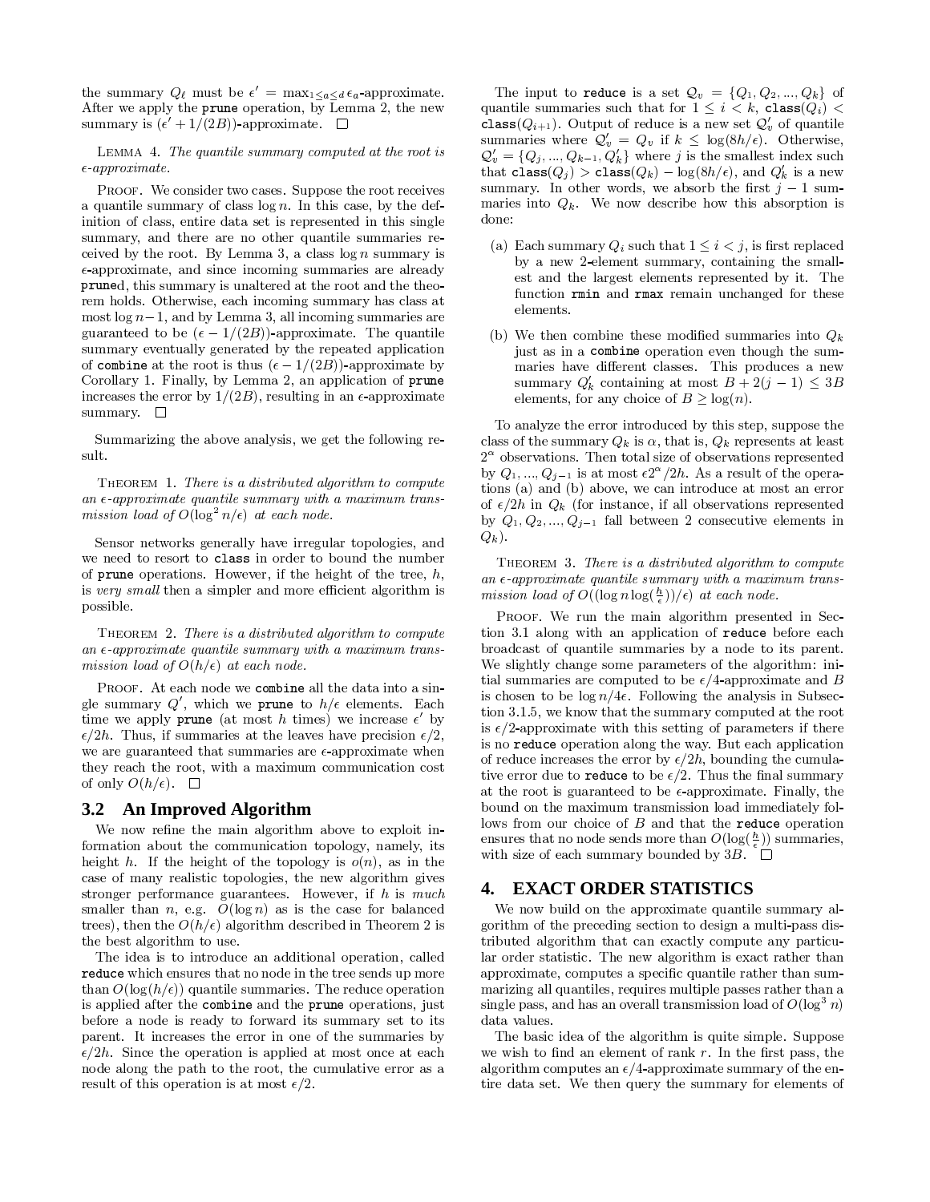the summary $Q_\ell$ must be $\epsilon' = \max_{1 \le a \le d} \epsilon_a$-approximate. After we apply the `prune` operation, by Lemma 2, the new summary is $(\epsilon' + 1/(2B))$-approximate. □

LEMMA 4. *The quantile summary computed at the root is $\epsilon$-approximate.*

PROOF. We consider two cases. Suppose the root receives a quantile summary of class $\log n$. In this case, by the definition of class, entire data set is represented in this single summary, and there are no other quantile summaries received by the root. By Lemma 3, a class $\log n$ summary is $\epsilon$-approximate, and since incoming summaries are already `prune`d, this summary is unaltered at the root and the theorem holds. Otherwise, each incoming summary has class at most $\log n - 1$, and by Lemma 3, all incoming summaries are guaranteed to be $(\epsilon - 1/(2B))$-approximate. The quantile summary eventually generated by the repeated application of `combine` at the root is thus $(\epsilon - 1/(2B))$-approximate by Corollary 1. Finally, by Lemma 2, an application of `prune` increases the error by $1/(2B)$, resulting in an $\epsilon$-approximate summary. □

Summarizing the above analysis, we get the following result.

THEOREM 1. *There is a distributed algorithm to compute an $\epsilon$-approximate quantile summary with a maximum transmission load of $O(\log^2 n/\epsilon)$ at each node.*

Sensor networks generally have irregular topologies, and we need to resort to `class` in order to bound the number of `prune` operations. However, if the height of the tree, $h$, is *very small* then a simpler and more efficient algorithm is possible.

THEOREM 2. *There is a distributed algorithm to compute an $\epsilon$-approximate quantile summary with a maximum transmission load of $O(h/\epsilon)$ at each node.*

PROOF. At each node we `combine` all the data into a single summary $Q'$, which we `prune` to $h/\epsilon$ elements. Each time we apply `prune` (at most $h$ times) we increase $\epsilon'$ by $\epsilon/2h$. Thus, if summaries at the leaves have precision $\epsilon/2$, we are guaranteed that summaries are $\epsilon$-approximate when they reach the root, with a maximum communication cost of only $O(h/\epsilon)$. □

## 3.2 An Improved Algorithm

We now refine the main algorithm above to exploit information about the communication topology, namely, its height $h$. If the height of the topology is $o(n)$, as in the case of many realistic topologies, the new algorithm gives stronger performance guarantees. However, if $h$ is *much* smaller than $n$, e.g. $O(\log n)$ as is the case for balanced trees), then the $O(h/\epsilon)$ algorithm described in Theorem 2 is the best algorithm to use.

The idea is to introduce an additional operation, called `reduce` which ensures that no node in the tree sends up more than $O(\log(h/\epsilon))$ quantile summaries. The reduce operation is applied after the `combine` and the `prune` operations, just before a node is ready to forward its summary set to its parent. It increases the error in one of the summaries by $\epsilon/2h$. Since the operation is applied at most once at each node along the path to the root, the cumulative error as a result of this operation is at most $\epsilon/2$.

The input to `reduce` is a set $\mathcal{Q}_v = \{Q_1, Q_2, ..., Q_k\}$ of quantile summaries such that for $1 \le i < k$, $\texttt{class}(Q_i) < \texttt{class}(Q_{i+1})$. Output of reduce is a new set $\mathcal{Q}'_v$ of quantile summaries where $\mathcal{Q}'_v = Q_v$ if $k \le \log(8h/\epsilon)$. Otherwise, $\mathcal{Q}'_v = \{Q_j, ..., Q_{k-1}, Q'_k\}$ where $j$ is the smallest index such that $\texttt{class}(Q_j) > \texttt{class}(Q_k) - \log(8h/\epsilon)$, and $Q'_k$ is a new summary. In other words, we absorb the first $j-1$ summaries into $Q_k$. We now describe how this absorption is done:

(a) Each summary $Q_i$ such that $1 \le i < j$, is first replaced by a new 2-element summary, containing the smallest and the largest elements represented by it. The function `rmin` and `rmax` remain unchanged for these elements.

(b) We then combine these modified summaries into $Q_k$ just as in a `combine` operation even though the summaries have different classes. This produces a new summary $Q'_k$ containing at most $B + 2(j-1) \le 3B$ elements, for any choice of $B \ge \log(n)$.

To analyze the error introduced by this step, suppose the class of the summary $Q_k$ is $\alpha$, that is, $Q_k$ represents at least $2^\alpha$ observations. Then total size of observations represented by $Q_1, ..., Q_{j-1}$ is at most $\epsilon 2^\alpha/2h$. As a result of the operations (a) and (b) above, we can introduce at most an error of $\epsilon/2h$ in $Q_k$ (for instance, if all observations represented by $Q_1, Q_2, ..., Q_{j-1}$ fall between 2 consecutive elements in $Q_k$).

THEOREM 3. *There is a distributed algorithm to compute an $\epsilon$-approximate quantile summary with a maximum transmission load of $O((\log n \log(\frac{h}{\epsilon}))/\epsilon)$ at each node.*

PROOF. We run the main algorithm presented in Section 3.1 along with an application of `reduce` before each broadcast of quantile summaries by a node to its parent. We slightly change some parameters of the algorithm: initial summaries are computed to be $\epsilon/4$-approximate and $B$ is chosen to be $\log n/4\epsilon$. Following the analysis in Subsection 3.1.5, we know that the summary computed at the root is $\epsilon/2$-approximate with this setting of parameters if there is no `reduce` operation along the way. But each application of reduce increases the error by $\epsilon/2h$, bounding the cumulative error due to `reduce` to be $\epsilon/2$. Thus the final summary at the root is guaranteed to be $\epsilon$-approximate. Finally, the bound on the maximum transmission load immediately follows from our choice of $B$ and that the `reduce` operation ensures that no node sends more than $O(\log(\frac{h}{\epsilon}))$ summaries, with size of each summary bounded by $3B$. □

# 4. EXACT ORDER STATISTICS

We now build on the approximate quantile summary algorithm of the preceding section to design a multi-pass distributed algorithm that can exactly compute any particular order statistic. The new algorithm is exact rather than approximate, computes a specific quantile rather than summarizing all quantiles, requires multiple passes rather than a single pass, and has an overall transmission load of $O(\log^3 n)$ data values.

The basic idea of the algorithm is quite simple. Suppose we wish to find an element of rank $r$. In the first pass, the algorithm computes an $\epsilon/4$-approximate summary of the entire data set. We then query the summary for elements of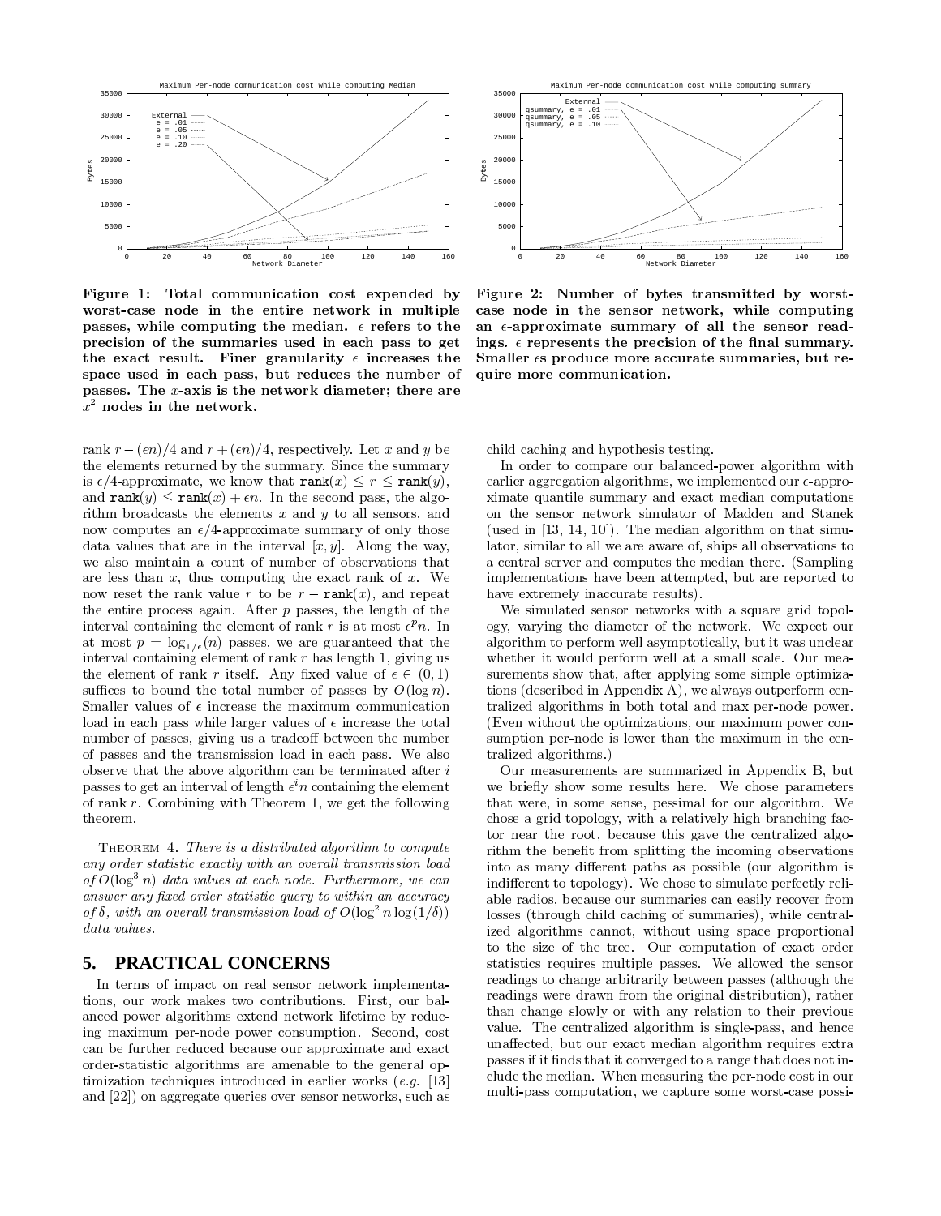**Figure 1: Total communication cost expended by worst-case node in the entire network in multiple passes, while computing the median. $\epsilon$ refers to the precision of the summaries used in each pass to get the exact result. Finer granularity $\epsilon$ increases the space used in each pass, but reduces the number of passes. The $x$-axis is the network diameter; there are $x^2$ nodes in the network.**

**Figure 2: Number of bytes transmitted by worst-case node in the sensor network, while computing an $\epsilon$-approximate summary of all the sensor readings. $\epsilon$ represents the precision of the final summary. Smaller $\epsilon$s produce more accurate summaries, but require more communication.**

rank $r - (\epsilon n)/4$ and $r + (\epsilon n)/4$, respectively. Let $x$ and $y$ be the elements returned by the summary. Since the summary is $\epsilon/4$-approximate, we know that $\texttt{rank}(x) \leq r \leq \texttt{rank}(y)$, and $\texttt{rank}(y) \leq \texttt{rank}(x) + \epsilon n$. In the second pass, the algorithm broadcasts the elements $x$ and $y$ to all sensors, and now computes an $\epsilon/4$-approximate summary of only those data values that are in the interval $[x, y]$. Along the way, we also maintain a count of number of observations that are less than $x$, thus computing the exact rank of $x$. We now reset the rank value $r$ to be $r - \texttt{rank}(x)$, and repeat the entire process again. After $p$ passes, the length of the interval containing the element of rank $r$ is at most $\epsilon^p n$. In at most $p = \log_{1/\epsilon}(n)$ passes, we are guaranteed that the interval containing element of rank $r$ has length 1, giving us the element of rank $r$ itself. Any fixed value of $\epsilon \in (0, 1)$ suffices to bound the total number of passes by $O(\log n)$. Smaller values of $\epsilon$ increase the maximum communication load in each pass while larger values of $\epsilon$ increase the total number of passes, giving us a tradeoff between the number of passes and the transmission load in each pass. We also observe that the above algorithm can be terminated after $i$ passes to get an interval of length $\epsilon^i n$ containing the element of rank $r$. Combining with Theorem 1, we get the following theorem.

THEOREM 4. *There is a distributed algorithm to compute any order statistic exactly with an overall transmission load of $O(\log^3 n)$ data values at each node. Furthermore, we can answer any fixed order-statistic query to within an accuracy of $\delta$, with an overall transmission load of $O(\log^2 n \log(1/\delta))$ data values.*

## 5. PRACTICAL CONCERNS

In terms of impact on real sensor network implementations, our work makes two contributions. First, our balanced power algorithms extend network lifetime by reducing maximum per-node power consumption. Second, cost can be further reduced because our approximate and exact order-statistic algorithms are amenable to the general optimization techniques introduced in earlier works (*e.g.* [13] and [22]) on aggregate queries over sensor networks, such as child caching and hypothesis testing.

In order to compare our balanced-power algorithm with earlier aggregation algorithms, we implemented our $\epsilon$-approximate quantile summary and exact median computations on the sensor network simulator of Madden and Stanek (used in [13, 14, 10]). The median algorithm on that simulator, similar to all we are aware of, ships all observations to a central server and computes the median there. (Sampling implementations have been attempted, but are reported to have extremely inaccurate results).

We simulated sensor networks with a square grid topology, varying the diameter of the network. We expect our algorithm to perform well asymptotically, but it was unclear whether it would perform well at a small scale. Our measurements show that, after applying some simple optimizations (described in Appendix A), we always outperform centralized algorithms in both total and max per-node power. (Even without the optimizations, our maximum power consumption per-node is lower than the maximum in the centralized algorithms.)

Our measurements are summarized in Appendix B, but we briefly show some results here. We chose parameters that were, in some sense, pessimal for our algorithm. We chose a grid topology, with a relatively high branching factor near the root, because this gave the centralized algorithm the benefit from splitting the incoming observations into as many different paths as possible (our algorithm is indifferent to topology). We chose to simulate perfectly reliable radios, because our summaries can easily recover from losses (through child caching of summaries), while centralized algorithms cannot, without using space proportional to the size of the tree. Our computation of exact order statistics requires multiple passes. We allowed the sensor readings to change arbitrarily between passes (although the readings were drawn from the original distribution), rather than change slowly or with any relation to their previous value. The centralized algorithm is single-pass, and hence unaffected, but our exact median algorithm requires extra passes if it finds that it converged to a range that does not include the median. When measuring the per-node cost in our multi-pass computation, we capture some worst-case possi-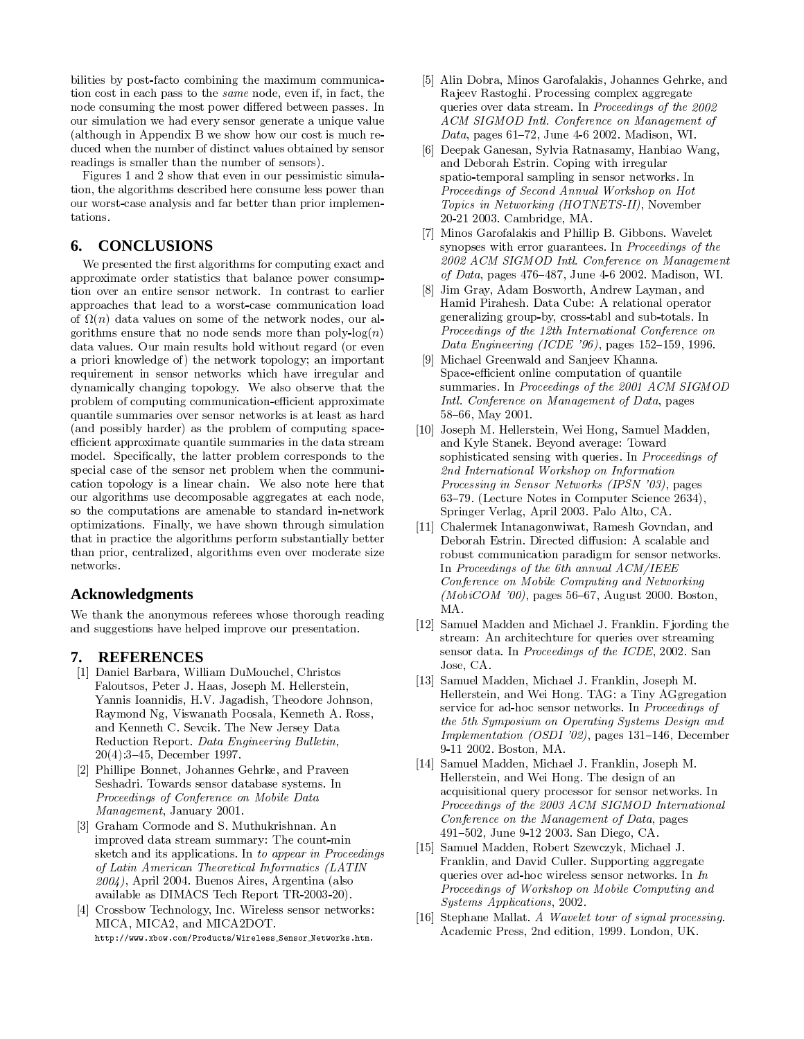bilities by post-facto combining the maximum communication cost in each pass to the *same* node, even if, in fact, the node consuming the most power differed between passes. In our simulation we had every sensor generate a unique value (although in Appendix B we show how our cost is much reduced when the number of distinct values obtained by sensor readings is smaller than the number of sensors).

Figures 1 and 2 show that even in our pessimistic simulation, the algorithms described here consume less power than our worst-case analysis and far better than prior implementations.

## 6. CONCLUSIONS

We presented the first algorithms for computing exact and approximate order statistics that balance power consumption over an entire sensor network. In contrast to earlier approaches that lead to a worst-case communication load of $\Omega(n)$ data values on some of the network nodes, our algorithms ensure that no node sends more than poly-$\log(n)$ data values. Our main results hold without regard (or even a priori knowledge of) the network topology; an important requirement in sensor networks which have irregular and dynamically changing topology. We also observe that the problem of computing communication-efficient approximate quantile summaries over sensor networks is at least as hard (and possibly harder) as the problem of computing space-efficient approximate quantile summaries in the data stream model. Specifically, the latter problem corresponds to the special case of the sensor net problem when the communication topology is a linear chain. We also note here that our algorithms use decomposable aggregates at each node, so the computations are amenable to standard in-network optimizations. Finally, we have shown through simulation that in practice the algorithms perform substantially better than prior, centralized, algorithms even over moderate size networks.

## Acknowledgments

We thank the anonymous referees whose thorough reading and suggestions have helped improve our presentation.

## 7. REFERENCES

[1] Daniel Barbara, William DuMouchel, Christos Faloutsos, Peter J. Haas, Joseph M. Hellerstein, Yannis Ioannidis, H.V. Jagadish, Theodore Johnson, Raymond Ng, Viswanath Poosala, Kenneth A. Ross, and Kenneth C. Sevcik. The New Jersey Data Reduction Report. *Data Engineering Bulletin*, 20(4):3–45, December 1997.

[2] Phillipe Bonnet, Johannes Gehrke, and Praveen Seshadri. Towards sensor database systems. In *Proceedings of Conference on Mobile Data Management*, January 2001.

[3] Graham Cormode and S. Muthukrishnan. An improved data stream summary: The count-min sketch and its applications. In *to appear in Proceedings of Latin American Theoretical Informatics (LATIN 2004)*, April 2004. Buenos Aires, Argentina (also available as DIMACS Tech Report TR-2003-20).

[4] Crossbow Technology, Inc. Wireless sensor networks: MICA, MICA2, and MICA2DOT. http://www.xbow.com/Products/Wireless_Sensor_Networks.htm.

[5] Alin Dobra, Minos Garofalakis, Johannes Gehrke, and Rajeev Rastoghi. Processing complex aggregate queries over data stream. In *Proceedings of the 2002 ACM SIGMOD Intl. Conference on Management of Data*, pages 61–72, June 4-6 2002. Madison, WI.

[6] Deepak Ganesan, Sylvia Ratnasamy, Hanbiao Wang, and Deborah Estrin. Coping with irregular spatio-temporal sampling in sensor networks. In *Proceedings of Second Annual Workshop on Hot Topics in Networking (HOTNETS-II)*, November 20-21 2003. Cambridge, MA.

[7] Minos Garofalakis and Phillip B. Gibbons. Wavelet synopses with error guarantees. In *Proceedings of the 2002 ACM SIGMOD Intl. Conference on Management of Data*, pages 476–487, June 4-6 2002. Madison, WI.

[8] Jim Gray, Adam Bosworth, Andrew Layman, and Hamid Pirahesh. Data Cube: A relational operator generalizing group-by, cross-tabl and sub-totals. In *Proceedings of the 12th International Conference on Data Engineering (ICDE '96)*, pages 152–159, 1996.

[9] Michael Greenwald and Sanjeev Khanna. Space-efficient online computation of quantile summaries. In *Proceedings of the 2001 ACM SIGMOD Intl. Conference on Management of Data*, pages 58–66, May 2001.

[10] Joseph M. Hellerstein, Wei Hong, Samuel Madden, and Kyle Stanek. Beyond average: Toward sophisticated sensing with queries. In *Proceedings of 2nd International Workshop on Information Processing in Sensor Networks (IPSN '03)*, pages 63–79. (Lecture Notes in Computer Science 2634), Springer Verlag, April 2003. Palo Alto, CA.

[11] Chalermek Intanagonwiwat, Ramesh Govndan, and Deborah Estrin. Directed diffusion: A scalable and robust communication paradigm for sensor networks. In *Proceedings of the 6th annual ACM/IEEE Conference on Mobile Computing and Networking (MobiCOM '00)*, pages 56–67, August 2000. Boston, MA.

[12] Samuel Madden and Michael J. Franklin. Fjording the stream: An architechture for queries over streaming sensor data. In *Proceedings of the ICDE*, 2002. San Jose, CA.

[13] Samuel Madden, Michael J. Franklin, Joseph M. Hellerstein, and Wei Hong. TAG: a Tiny AGgregation service for ad-hoc sensor networks. In *Proceedings of the 5th Symposium on Operating Systems Design and Implementation (OSDI '02)*, pages 131–146, December 9-11 2002. Boston, MA.

[14] Samuel Madden, Michael J. Franklin, Joseph M. Hellerstein, and Wei Hong. The design of an acquisitional query processor for sensor networks. In *Proceedings of the 2003 ACM SIGMOD International Conference on the Management of Data*, pages 491–502, June 9-12 2003. San Diego, CA.

[15] Samuel Madden, Robert Szewczyk, Michael J. Franklin, and David Culler. Supporting aggregate queries over ad-hoc wireless sensor networks. In *In Proceedings of Workshop on Mobile Computing and Systems Applications*, 2002.

[16] Stephane Mallat. *A Wavelet tour of signal processing*. Academic Press, 2nd edition, 1999. London, UK.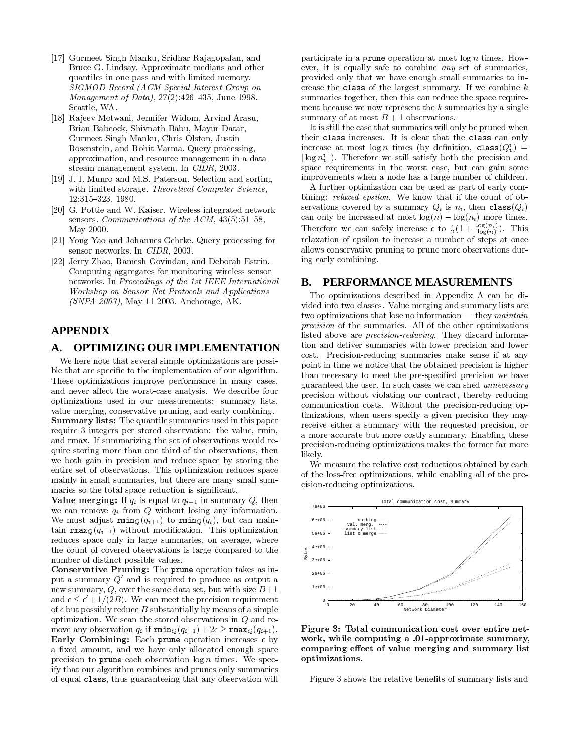[17] Gurmeet Singh Manku, Sridhar Rajagopalan, and Bruce G. Lindsay. Approximate medians and other quantiles in one pass and with limited memory. *SIGMOD Record (ACM Special Interest Group on Management of Data)*, 27(2):426–435, June 1998. Seattle, WA.

[18] Rajeev Motwani, Jennifer Widom, Arvind Arasu, Brian Babcock, Shivnath Babu, Mayur Datar, Gurmeet Singh Manku, Chris Olston, Justin Rosenstein, and Rohit Varma. Query processing, approximation, and resource management in a data stream management system. In *CIDR*, 2003.

[19] J. I. Munro and M.S. Paterson. Selection and sorting with limited storage. *Theoretical Computer Science*, 12:315–323, 1980.

[20] G. Pottie and W. Kaiser. Wireless integrated network sensors. *Communications of the ACM*, 43(5):51–58, May 2000.

[21] Yong Yao and Johannes Gehrke. Query processing for sensor networks. In *CIDR*, 2003.

[22] Jerry Zhao, Ramesh Govindan, and Deborah Estrin. Computing aggregates for monitoring wireless sensor networks. In *Proceedings of the 1st IEEE International Workshop on Sensor Net Protocols and Applications (SNPA 2003)*, May 11 2003. Anchorage, AK.

## APPENDIX

## A. OPTIMIZING OUR IMPLEMENTATION

We here note that several simple optimizations are possible that are specific to the implementation of our algorithm. These optimizations improve performance in many cases, and never affect the worst-case analysis. We describe four optimizations used in our measurements: summary lists, value merging, conservative pruning, and early combining.

**Summary lists:** The quantile summaries used in this paper require 3 integers per stored observation: the value, rmin, and rmax. If summarizing the set of observations would require storing more than one third of the observations, then we both gain in precision and reduce space by storing the entire set of observations. This optimization reduces space mainly in small summaries, but there are many small summaries so the total space reduction is significant.

**Value merging:** If $q_i$ is equal to $q_{i+1}$ in summary $Q$, then we can remove $q_i$ from $Q$ without losing any information. We must adjust $\mathtt{rmin}_Q(q_{i+1})$ to $\mathtt{rmin}_Q(q_i)$, but can maintain $\mathtt{rmax}_Q(q_{i+1})$ without modification. This optimization reduces space only in large summaries, on average, where the count of covered observations is large compared to the number of distinct possible values.

**Conservative Pruning:** The `prune` operation takes as input a summary $Q'$ and is required to produce as output a new summary, $Q$, over the same data set, but with size $B+1$ and $\epsilon \leq \epsilon' + 1/(2B)$. We can meet the precision requirement of $\epsilon$ but possibly reduce $B$ substantially by means of a simple optimization. We scan the stored observations in $Q$ and remove any observation $q_i$ if $\mathtt{rmin}_Q(q_{i-1}) + 2\epsilon \geq \mathtt{rmax}_Q(q_{i+1})$.

**Early Combining:** Each `prune` operation increases $\epsilon$ by a fixed amount, and we have only allocated enough spare precision to `prune` each observation $\log n$ times. We specify that our algorithm combines and prunes only summaries of equal `class`, thus guaranteeing that any observation will participate in a `prune` operation at most $\log n$ times. However, it is equally safe to combine *any* set of summaries, provided only that we have enough small summaries to increase the `class` of the largest summary. If we combine $k$ summaries together, then this can reduce the space requirement because we now represent the $k$ summaries by a single summary of at most $B+1$ observations.

It is still the case that summaries will only be pruned when their `class` increases. It is clear that the `class` can only increase at most $\log n$ times (by definition, $\mathtt{class}(Q_v^i) = \lfloor \log n_v^i \rfloor$). Therefore we still satisfy both the precision and space requirements in the worst case, but can gain some improvements when a node has a large number of children.

A further optimization can be used as part of early combining: *relaxed epsilon*. We know that if the count of observations covered by a summary $Q_i$ is $n_i$, then $\mathtt{class}(Q_i)$ can only be increased at most $\log(n) - \log(n_i)$ more times. Therefore we can safely increase $\epsilon$ to $\frac{\epsilon}{2}(1 + \frac{\log(n_i)}{\log(n)})$. This relaxation of epsilon to increase a number of steps at once allows conservative pruning to prune more observations during early combining.

## B. PERFORMANCE MEASUREMENTS

The optimizations described in Appendix A can be divided into two classes. Value merging and summary lists are two optimizations that lose no information — they *maintain precision* of the summaries. All of the other optimizations listed above are *precision-reducing*. They discard information and deliver summaries with lower precision and lower cost. Precision-reducing summaries make sense if at any point in time we notice that the obtained precision is higher than necessary to meet the pre-specified precision we have guaranteed the user. In such cases we can shed *unnecessary* precision without violating our contract, thereby reducing communication costs. Without the precision-reducing optimizations, when users specify a given precision they may receive either a summary with the requested precision, or a more accurate but more costly summary. Enabling these precision-reducing optimizations makes the former far more likely.

We measure the relative cost reductions obtained by each of the loss-free optimizations, while enabling all of the precision-reducing optimizations.

**Figure 3: Total communication cost over entire network, while computing a .01-approximate summary, comparing effect of value merging and summary list optimizations.**

Figure 3 shows the relative benefits of summary lists and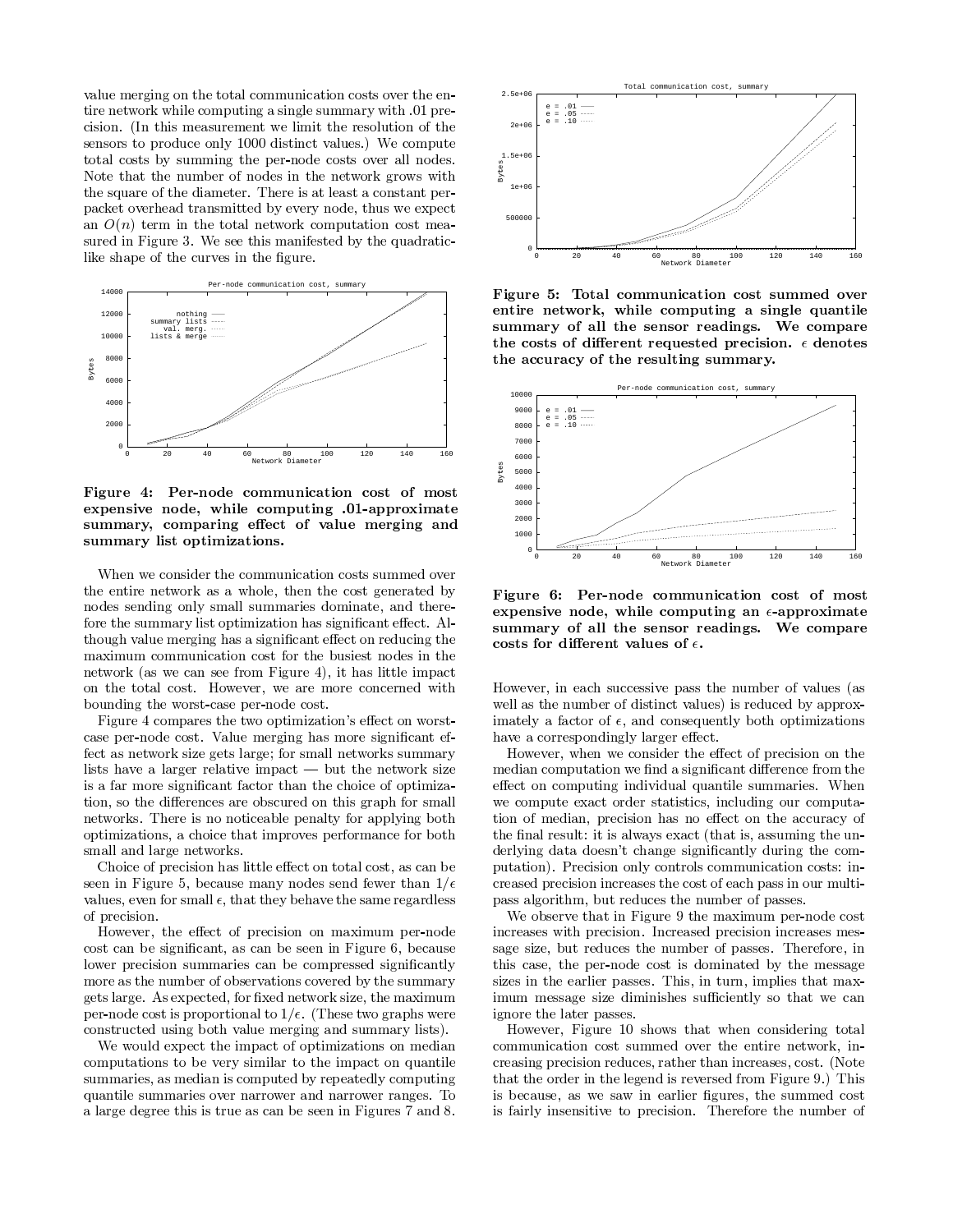value merging on the total communication costs over the entire network while computing a single summary with .01 precision. (In this measurement we limit the resolution of the sensors to produce only 1000 distinct values.) We compute total costs by summing the per-node costs over all nodes. Note that the number of nodes in the network grows with the square of the diameter. There is at least a constant per-packet overhead transmitted by every node, thus we expect an $O(n)$ term in the total network computation cost measured in Figure 3. We see this manifested by the quadratic-like shape of the curves in the figure.

**Figure 4: Per-node communication cost of most expensive node, while computing .01-approximate summary, comparing effect of value merging and summary list optimizations.**

When we consider the communication costs summed over the entire network as a whole, then the cost generated by nodes sending only small summaries dominate, and therefore the summary list optimization has significant effect. Although value merging has a significant effect on reducing the maximum communication cost for the busiest nodes in the network (as we can see from Figure 4), it has little impact on the total cost. However, we are more concerned with bounding the worst-case per-node cost.

Figure 4 compares the two optimization's effect on worst-case per-node cost. Value merging has more significant effect as network size gets large; for small networks summary lists have a larger relative impact — but the network size is a far more significant factor than the choice of optimization, so the differences are obscured on this graph for small networks. There is no noticeable penalty for applying both optimizations, a choice that improves performance for both small and large networks.

Choice of precision has little effect on total cost, as can be seen in Figure 5, because many nodes send fewer than $1/\epsilon$ values, even for small $\epsilon$, that they behave the same regardless of precision.

However, the effect of precision on maximum per-node cost can be significant, as can be seen in Figure 6, because lower precision summaries can be compressed significantly more as the number of observations covered by the summary gets large. As expected, for fixed network size, the maximum per-node cost is proportional to $1/\epsilon$. (These two graphs were constructed using both value merging and summary lists).

We would expect the impact of optimizations on median computations to be very similar to the impact on quantile summaries, as median is computed by repeatedly computing quantile summaries over narrower and narrower ranges. To a large degree this is true as can be seen in Figures 7 and 8.

**Figure 5: Total communication cost summed over entire network, while computing a single quantile summary of all the sensor readings. We compare the costs of different requested precision. $\epsilon$ denotes the accuracy of the resulting summary.**

**Figure 6: Per-node communication cost of most expensive node, while computing an $\epsilon$-approximate summary of all the sensor readings. We compare costs for different values of $\epsilon$.**

However, in each successive pass the number of values (as well as the number of distinct values) is reduced by approximately a factor of $\epsilon$, and consequently both optimizations have a correspondingly larger effect.

However, when we consider the effect of precision on the median computation we find a significant difference from the effect on computing individual quantile summaries. When we compute exact order statistics, including our computation of median, precision has no effect on the accuracy of the final result: it is always exact (that is, assuming the underlying data doesn't change significantly during the computation). Precision only controls communication costs: increased precision increases the cost of each pass in our multi-pass algorithm, but reduces the number of passes.

We observe that in Figure 9 the maximum per-node cost increases with precision. Increased precision increases message size, but reduces the number of passes. Therefore, in this case, the per-node cost is dominated by the message sizes in the earlier passes. This, in turn, implies that maximum message size diminishes sufficiently so that we can ignore the later passes.

However, Figure 10 shows that when considering total communication cost summed over the entire network, increasing precision reduces, rather than increases, cost. (Note that the order in the legend is reversed from Figure 9.) This is because, as we saw in earlier figures, the summed cost is fairly insensitive to precision. Therefore the number of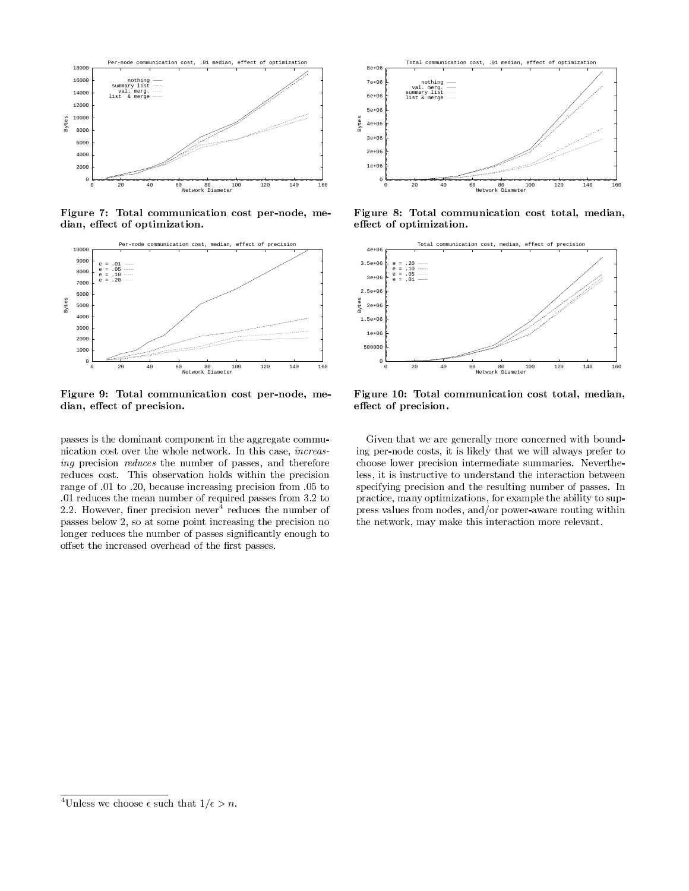Per-node communication cost, .01 median, effect of optimization

Bytes

Network Diameter

nothing
summary list
val. merg.
list & merge

0
2000
4000
6000
8000
10000
12000
14000
16000
18000

0
20
40
60
80
100
120
140
160

**Figure 7: Total communication cost per-node, median, effect of optimization.**

Total communication cost, .01 median, effect of optimization

Bytes

Network Diameter

nothing
val. merg.
summary list
list & merge

0
1e+06
2e+06
3e+06
4e+06
5e+06
6e+06
7e+06
8e+06

0
20
40
60
80
100
120
140
160

**Figure 8: Total communication cost total, median, effect of optimization.**

Per-node communication cost, median, effect of precision

Bytes

Network Diameter

e = .01
e = .05
e = .10
e = .20

0
1000
2000
3000
4000
5000
6000
7000
8000
9000
10000

0
20
40
60
80
100
120
140
160

**Figure 9: Total communication cost per-node, median, effect of precision.**

Total communication cost, median, effect of precision

Bytes

Network Diameter

e = .20
e = .10
e = .05
e = .01

0
500000
1e+06
1.5e+06
2e+06
2.5e+06
3e+06
3.5e+06
4e+06

0
20
40
60
80
100
120
140
160

**Figure 10: Total communication cost total, median, effect of precision.**

passes is the dominant component in the aggregate communication cost over the whole network. In this case, *increasing* precision *reduces* the number of passes, and therefore reduces cost. This observation holds within the precision range of .01 to .20, because increasing precision from .05 to .01 reduces the mean number of required passes from 3.2 to 2.2. However, finer precision never[4] reduces the number of passes below 2, so at some point increasing the precision no longer reduces the number of passes significantly enough to offset the increased overhead of the first passes.

Given that we are generally more concerned with bounding per-node costs, it is likely that we will always prefer to choose lower precision intermediate summaries. Nevertheless, it is instructive to understand the interaction between specifying precision and the resulting number of passes. In practice, many optimizations, for example the ability to suppress values from nodes, and/or power-aware routing within the network, may make this interaction more relevant.

[4]Unless we choose $\epsilon$ such that $1/\epsilon > n$.